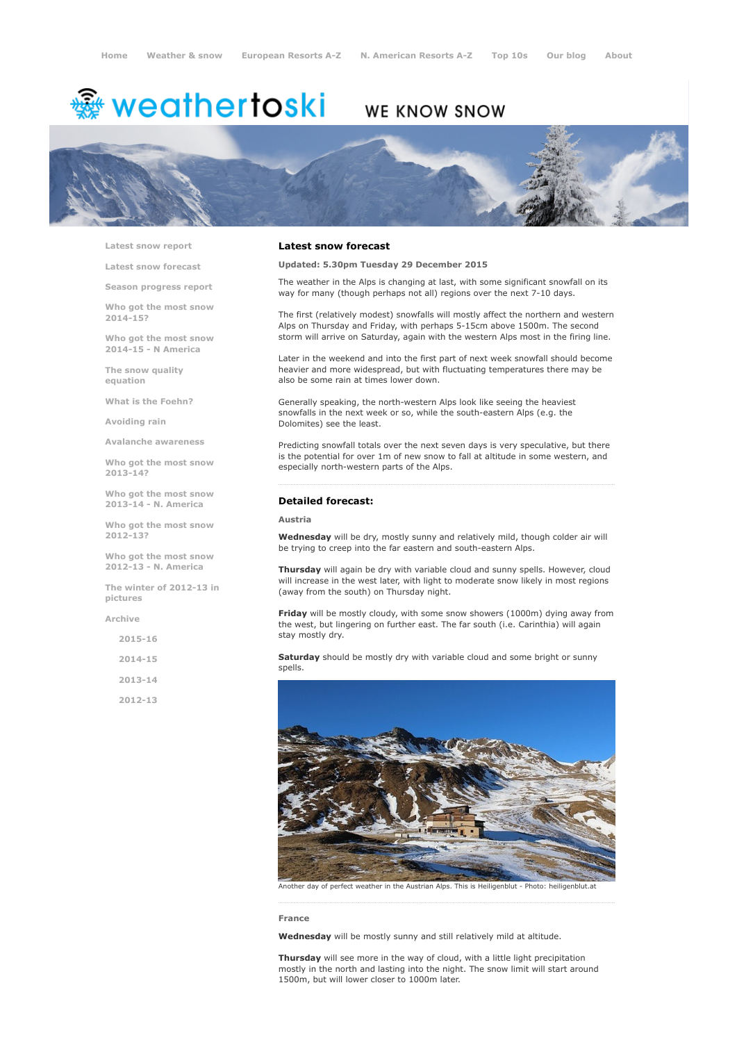Home   Weather & snow   European Resorts A-Z   N. American Resorts A-Z   Top 10s   Our blog   About

weathertoski WE KNOW SNOW

- Latest snow report
- Latest snow forecast
- Season progress report
- Who got the most snow 2014-15?
- Who got the most snow 2014-15 - N America
- The snow quality equation
- What is the Foehn?
- Avoiding rain
- Avalanche awareness
- Who got the most snow 2013-14?
- Who got the most snow 2013-14 - N. America
- Who got the most snow 2012-13?
- Who got the most snow 2012-13 - N. America
- The winter of 2012-13 in pictures
- Archive
  - 2015-16
  - 2014-15
  - 2013-14
  - 2012-13

## Latest snow forecast

**Updated: 5.30pm Tuesday 29 December 2015**

The weather in the Alps is changing at last, with some significant snowfall on its way for many (though perhaps not all) regions over the next 7-10 days.

The first (relatively modest) snowfalls will mostly affect the northern and western Alps on Thursday and Friday, with perhaps 5-15cm above 1500m. The second storm will arrive on Saturday, again with the western Alps most in the firing line.

Later in the weekend and into the first part of next week snowfall should become heavier and more widespread, but with fluctuating temperatures there may be also be some rain at times lower down.

Generally speaking, the north-western Alps look like seeing the heaviest snowfalls in the next week or so, while the south-eastern Alps (e.g. the Dolomites) see the least.

Predicting snowfall totals over the next seven days is very speculative, but there is the potential for over 1m of new snow to fall at altitude in some western, and especially north-western parts of the Alps.

## Detailed forecast:

### Austria

**Wednesday** will be dry, mostly sunny and relatively mild, though colder air will be trying to creep into the far eastern and south-eastern Alps.

**Thursday** will again be dry with variable cloud and sunny spells. However, cloud will increase in the west later, with light to moderate snow likely in most regions (away from the south) on Thursday night.

**Friday** will be mostly cloudy, with some snow showers (1000m) dying away from the west, but lingering on further east. The far south (i.e. Carinthia) will again stay mostly dry.

**Saturday** should be mostly dry with variable cloud and some bright or sunny spells.

Another day of perfect weather in the Austrian Alps. This is Heiligenblut - Photo: heiligenblut.at

### France

**Wednesday** will be mostly sunny and still relatively mild at altitude.

**Thursday** will see more in the way of cloud, with a little light precipitation mostly in the north and lasting into the night. The snow limit will start around 1500m, but will lower closer to 1000m later.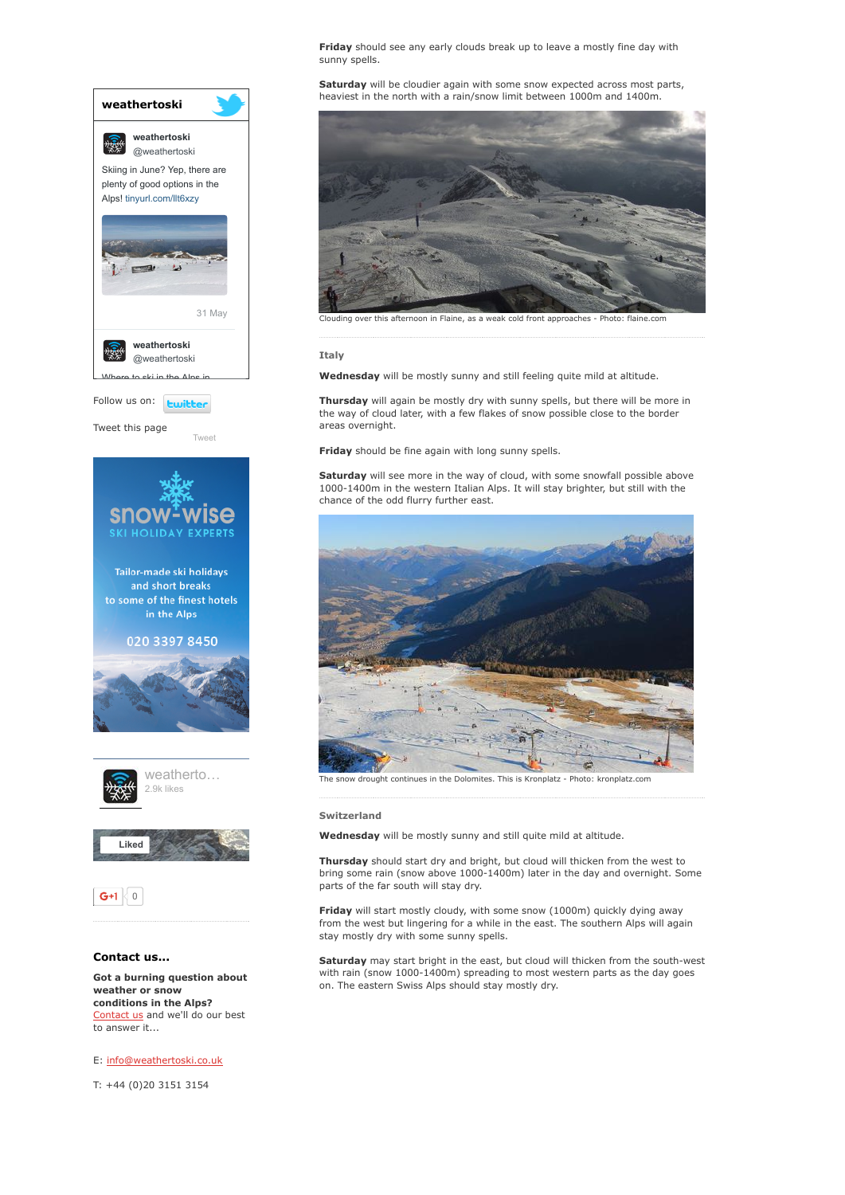**Friday** should see any early clouds break up to leave a mostly fine day with sunny spells.

**Saturday** will be cloudier again with some snow expected across most parts, heaviest in the north with a rain/snow limit between 1000m and 1400m.

Clouding over this afternoon in Flaine, as a weak cold front approaches - Photo: flaine.com

### Italy

**Wednesday** will be mostly sunny and still feeling quite mild at altitude.

**Thursday** will again be mostly dry with sunny spells, but there will be more in the way of cloud later, with a few flakes of snow possible close to the border areas overnight.

**Friday** should be fine again with long sunny spells.

**Saturday** will see more in the way of cloud, with some snowfall possible above 1000-1400m in the western Italian Alps. It will stay brighter, but still with the chance of the odd flurry further east.

The snow drought continues in the Dolomites. This is Kronplatz - Photo: kronplatz.com

### Switzerland

**Wednesday** will be mostly sunny and still quite mild at altitude.

**Thursday** should start dry and bright, but cloud will thicken from the west to bring some rain (snow above 1000-1400m) later in the day and overnight. Some parts of the far south will stay dry.

**Friday** will start mostly cloudy, with some snow (1000m) quickly dying away from the west but lingering for a while in the east. The southern Alps will again stay mostly dry with some sunny spells.

**Saturday** may start bright in the east, but cloud will thicken from the south-west with rain (snow 1000-1400m) spreading to most western parts as the day goes on. The eastern Swiss Alps should stay mostly dry.

**weathertoski**

weathertoski @weathertoski

Skiing in June? Yep, there are plenty of good options in the Alps! tinyurl.com/llt6xzy

31 May

weathertoski @weathertoski

Where to ski in the Alps in

Follow us on: twitter

Tweet this page

Tweet

snow-wise SKI HOLIDAY EXPERTS

Tailor-made ski holidays and short breaks to some of the finest hotels in the Alps

020 3397 8450

weatherto... 2.9k likes

Liked

G+1 0

## Contact us...

**Got a burning question about weather or snow conditions in the Alps?** Contact us and we'll do our best to answer it...

E: info@weathertoski.co.uk

T: +44 (0)20 3151 3154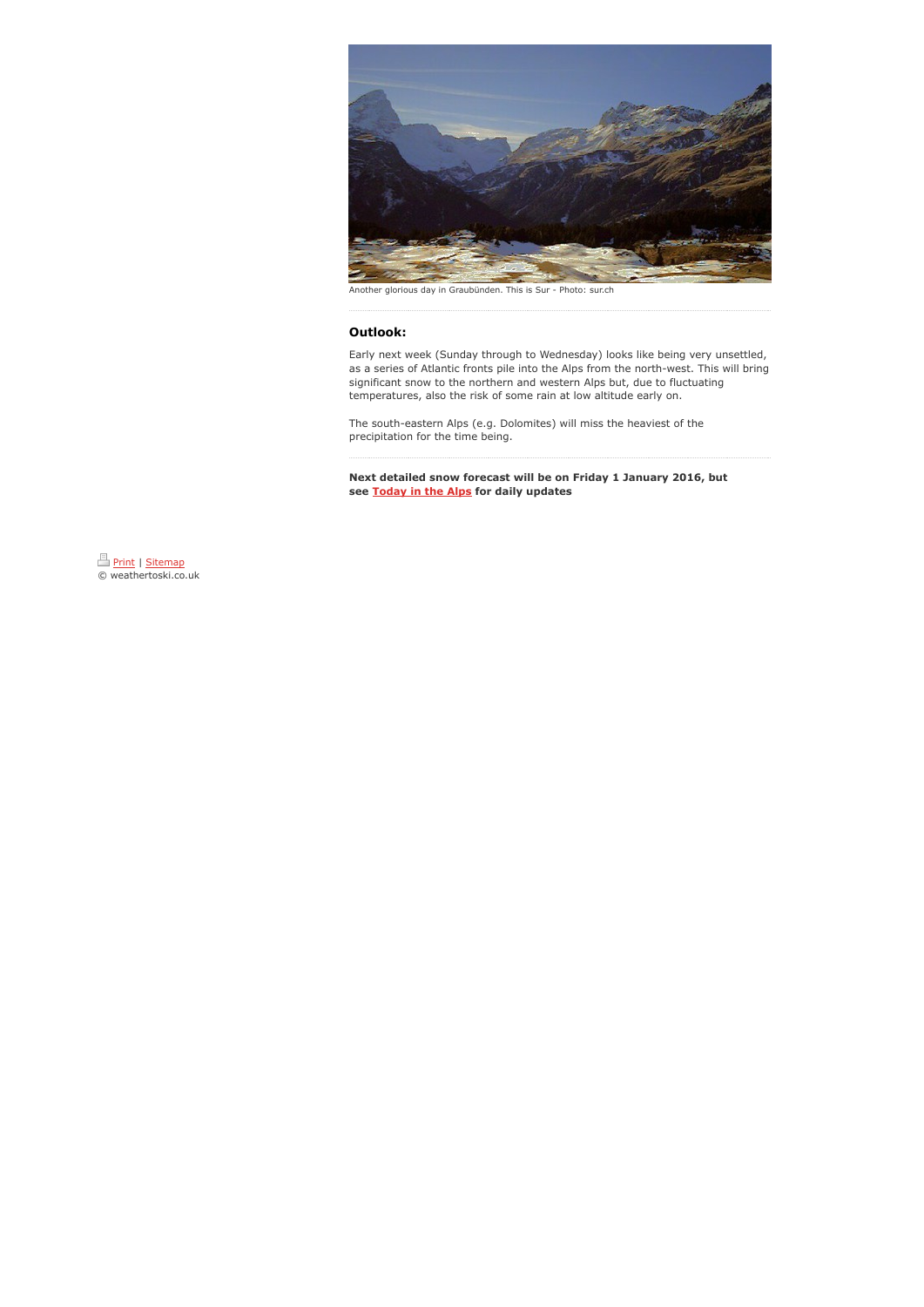Another glorious day in Graubünden. This is Sur - Photo: sur.ch

### Outlook:

Early next week (Sunday through to Wednesday) looks like being very unsettled, as a series of Atlantic fronts pile into the Alps from the north-west. This will bring significant snow to the northern and western Alps but, due to fluctuating temperatures, also the risk of some rain at low altitude early on.

The south-eastern Alps (e.g. Dolomites) will miss the heaviest of the precipitation for the time being.

**Next detailed snow forecast will be on Friday 1 January 2016, but see Today in the Alps for daily updates**

Print | Sitemap
© weathertoski.co.uk